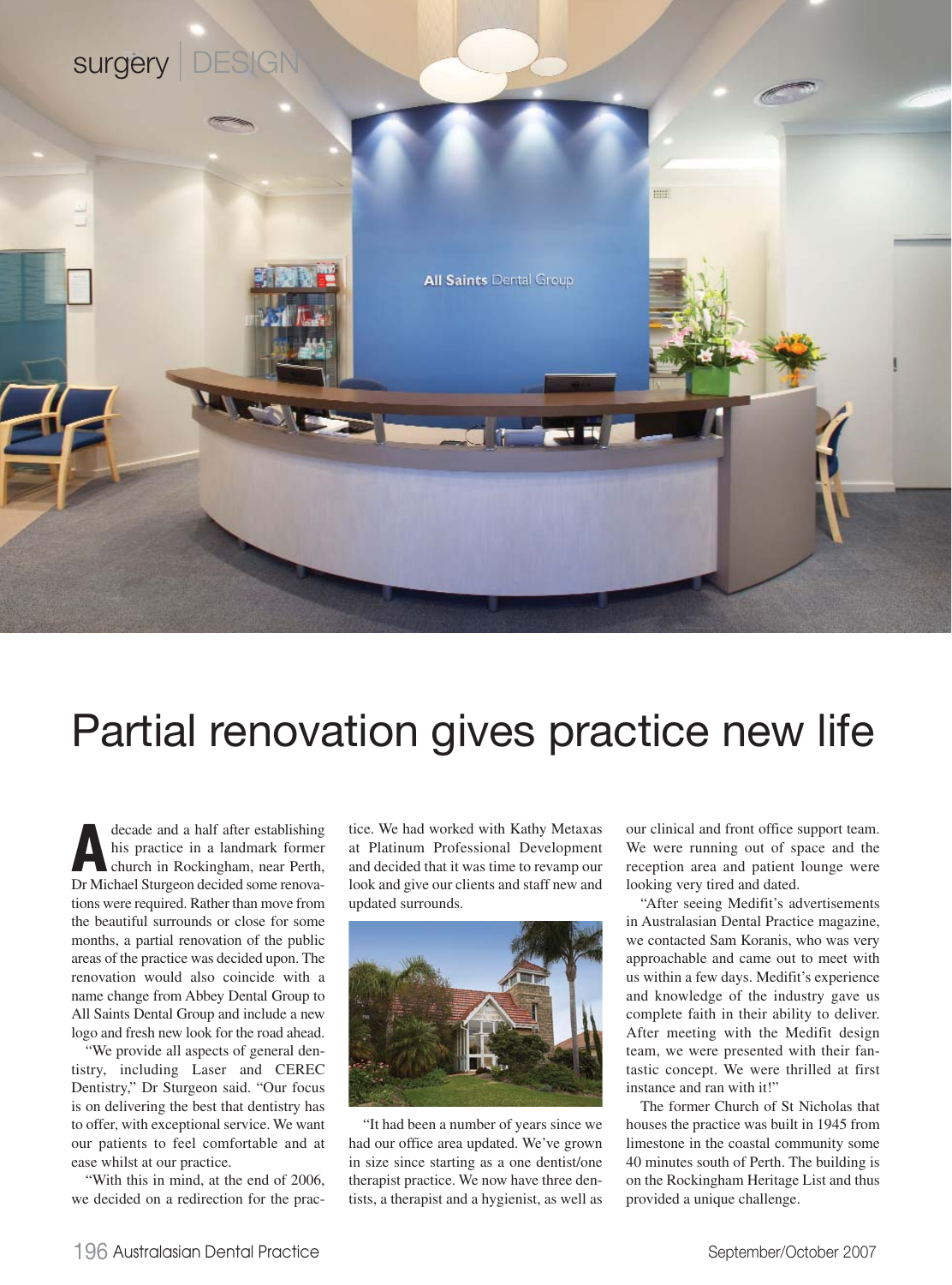# Partial renovation gives practice new life

A decade and a half after establishing his practice in a landmark former church in Rockingham, near Perth, Dr Michael Sturgeon decided some renovations were required. Rather than move from the beautiful surrounds or close for some months, a partial renovation of the public areas of the practice was decided upon. The renovation would also coincide with a name change from Abbey Dental Group to All Saints Dental Group and include a new logo and fresh new look for the road ahead.

"We provide all aspects of general dentistry, including Laser and CEREC Dentistry," Dr Sturgeon said. "Our focus is on delivering the best that dentistry has to offer, with exceptional service. We want our patients to feel comfortable and at ease whilst at our practice.

"With this in mind, at the end of 2006, we decided on a redirection for the practice. We had worked with Kathy Metaxas at Platinum Professional Development and decided that it was time to revamp our look and give our clients and staff new and updated surrounds.

"It had been a number of years since we had our office area updated. We've grown in size since starting as a one dentist/one therapist practice. We now have three dentists, a therapist and a hygienist, as well as our clinical and front office support team. We were running out of space and the reception area and patient lounge were looking very tired and dated.

"After seeing Medifit's advertisements in Australasian Dental Practice magazine, we contacted Sam Koranis, who was very approachable and came out to meet with us within a few days. Medifit's experience and knowledge of the industry gave us complete faith in their ability to deliver. After meeting with the Medifit design team, we were presented with their fantastic concept. We were thrilled at first instance and ran with it!"

The former Church of St Nicholas that houses the practice was built in 1945 from limestone in the coastal community some 40 minutes south of Perth. The building is on the Rockingham Heritage List and thus provided a unique challenge.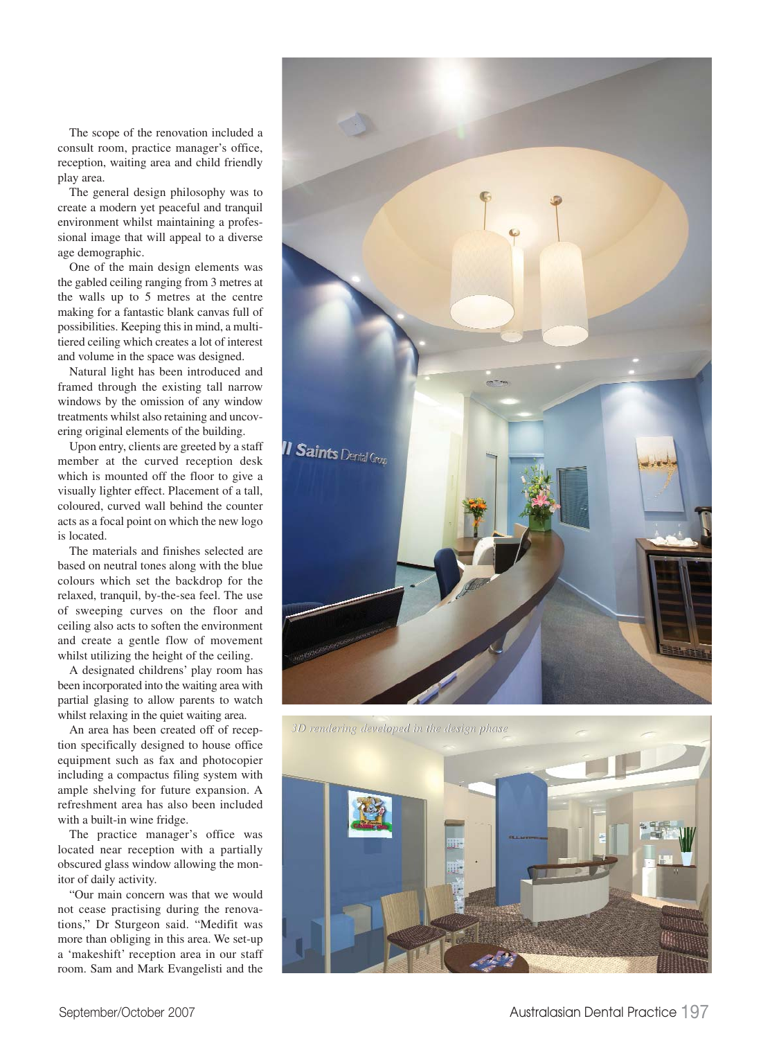The scope of the renovation included a consult room, practice manager's office, reception, waiting area and child friendly play area.

The general design philosophy was to create a modern yet peaceful and tranquil environment whilst maintaining a professional image that will appeal to a diverse age demographic.

One of the main design elements was the gabled ceiling ranging from 3 metres at the walls up to 5 metres at the centre making for a fantastic blank canvas full of possibilities. Keeping this in mind, a multi-tiered ceiling which creates a lot of interest and volume in the space was designed.

Natural light has been introduced and framed through the existing tall narrow windows by the omission of any window treatments whilst also retaining and uncovering original elements of the building.

Upon entry, clients are greeted by a staff member at the curved reception desk which is mounted off the floor to give a visually lighter effect. Placement of a tall, coloured, curved wall behind the counter acts as a focal point on which the new logo is located.

The materials and finishes selected are based on neutral tones along with the blue colours which set the backdrop for the relaxed, tranquil, by-the-sea feel. The use of sweeping curves on the floor and ceiling also acts to soften the environment and create a gentle flow of movement whilst utilizing the height of the ceiling.

A designated childrens' play room has been incorporated into the waiting area with partial glasing to allow parents to watch whilst relaxing in the quiet waiting area.

An area has been created off of reception specifically designed to house office equipment such as fax and photocopier including a compactus filing system with ample shelving for future expansion. A refreshment area has also been included with a built-in wine fridge.

The practice manager's office was located near reception with a partially obscured glass window allowing the monitor of daily activity.

"Our main concern was that we would not cease practising during the renovations," Dr Sturgeon said. "Medifit was more than obliging in this area. We set-up a 'makeshift' reception area in our staff room. Sam and Mark Evangelisti and the

*3D rendering developed in the design phase*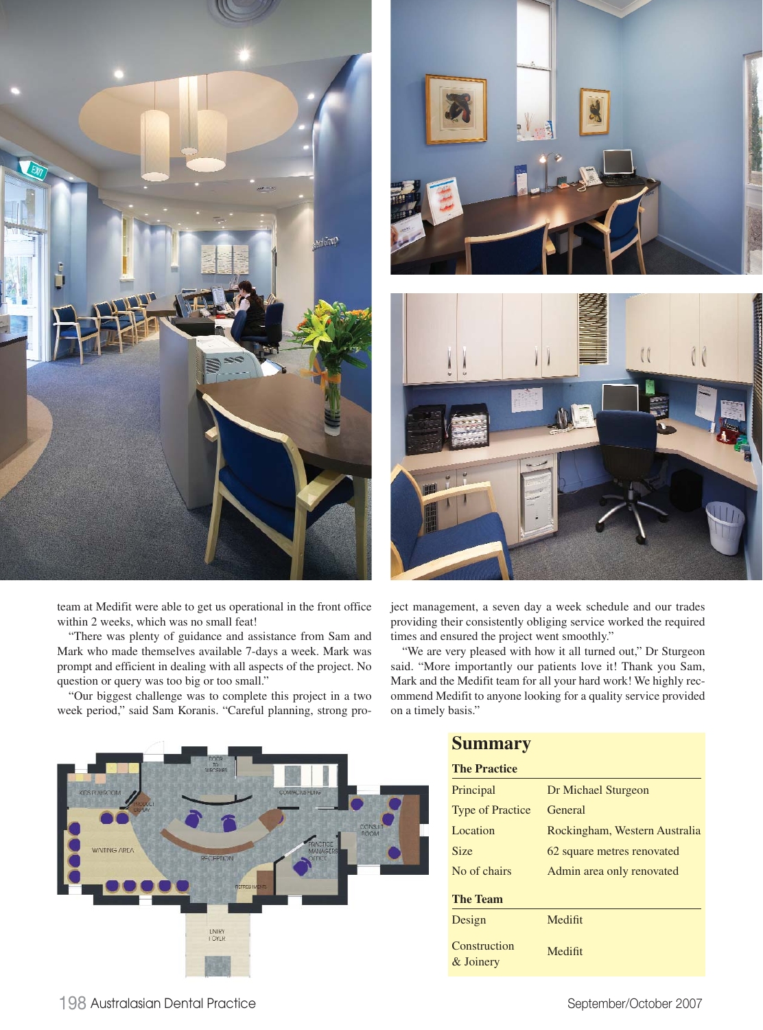team at Medifit were able to get us operational in the front office within 2 weeks, which was no small feat!

"There was plenty of guidance and assistance from Sam and Mark who made themselves available 7-days a week. Mark was prompt and efficient in dealing with all aspects of the project. No question or query was too big or too small."

"Our biggest challenge was to complete this project in a two week period," said Sam Koranis. "Careful planning, strong project management, a seven day a week schedule and our trades providing their consistently obliging service worked the required times and ensured the project went smoothly."

"We are very pleased with how it all turned out," Dr Sturgeon said. "More importantly our patients love it! Thank you Sam, Mark and the Medifit team for all your hard work! We highly recommend Medifit to anyone looking for a quality service provided on a timely basis."

KIDS PLAYROOM
PRODUCT DISPLAY
DOOR TO SURGERIES
COMPACTUS FILING
WAITING AREA
RECEPTION
PRACTICE MANAGERS OFFICE
CONSULT ROOM
REFRESHMENTS
ENTRY FOYER

## Summary

### The Practice

| | |
|---|---|
| Principal | Dr Michael Sturgeon |
| Type of Practice | General |
| Location | Rockingham, Western Australia |
| Size | 62 square metres renovated |
| No of chairs | Admin area only renovated |

### The Team

| | |
|---|---|
| Design | Medifit |
| Construction & Joinery | Medifit |